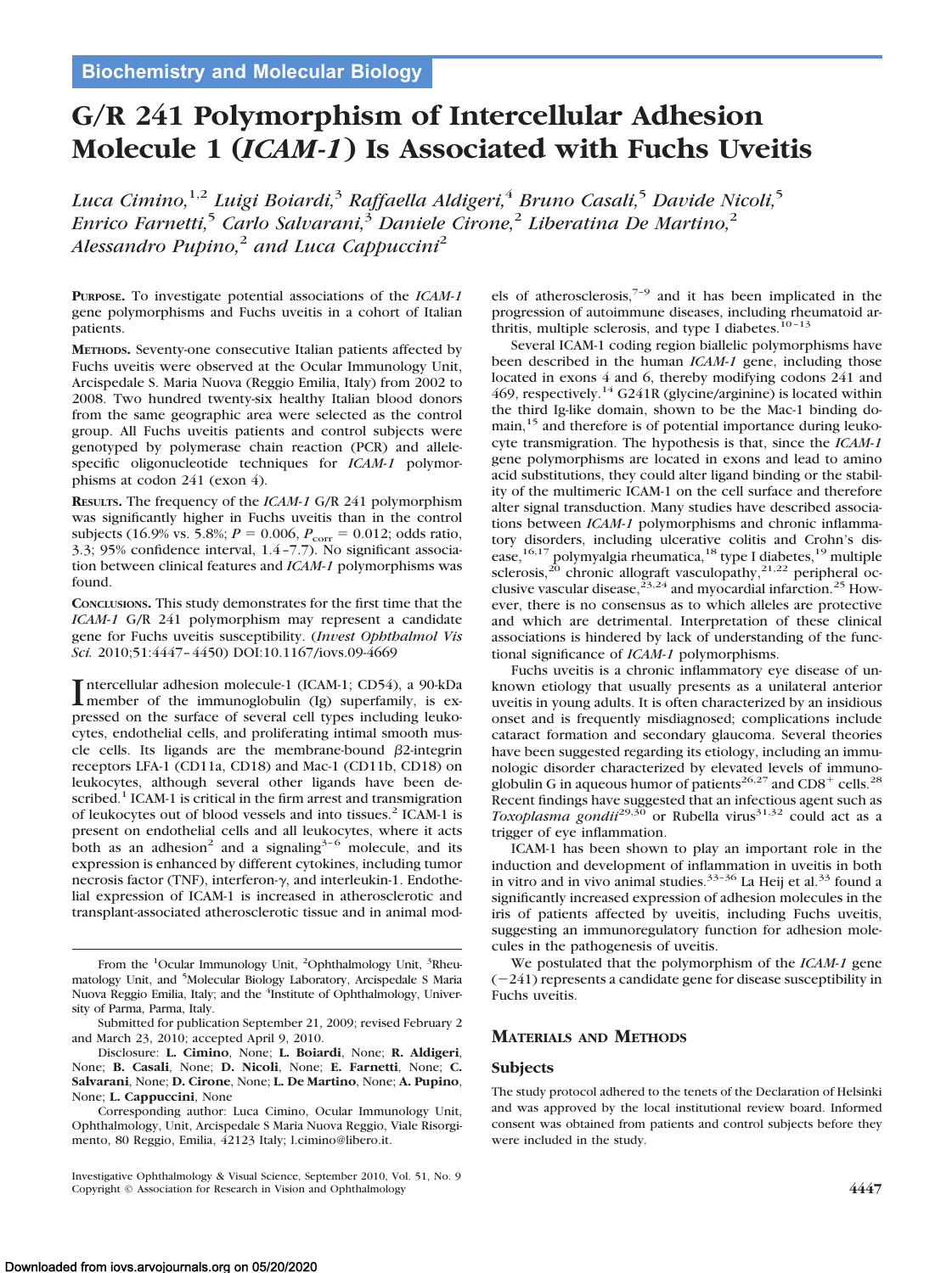Biochemistry and Molecular Biology

# G/R 241 Polymorphism of Intercellular Adhesion Molecule 1 (*ICAM-1*) Is Associated with Fuchs Uveitis

*Luca Cimino,[1,2] Luigi Boiardi,[3] Raffaella Aldigeri,[4] Bruno Casali,[5] Davide Nicoli,[5] Enrico Farnetti,[5] Carlo Salvarani,[3] Daniele Cirone,[2] Liberatina De Martino,[2] Alessandro Pupino,[2] and Luca Cappuccini[2]*

**Purpose.** To investigate potential associations of the *ICAM-1* gene polymorphisms and Fuchs uveitis in a cohort of Italian patients.

**Methods.** Seventy-one consecutive Italian patients affected by Fuchs uveitis were observed at the Ocular Immunology Unit, Arcispedale S. Maria Nuova (Reggio Emilia, Italy) from 2002 to 2008. Two hundred twenty-six healthy Italian blood donors from the same geographic area were selected as the control group. All Fuchs uveitis patients and control subjects were genotyped by polymerase chain reaction (PCR) and allele-specific oligonucleotide techniques for *ICAM-1* polymorphisms at codon 241 (exon 4).

**Results.** The frequency of the *ICAM-1* G/R 241 polymorphism was significantly higher in Fuchs uveitis than in the control subjects (16.9% vs. 5.8%; $P = 0.006$, $P_{corr} = 0.012$; odds ratio, 3.3; 95% confidence interval, 1.4–7.7). No significant association between clinical features and *ICAM-1* polymorphisms was found.

**Conclusions.** This study demonstrates for the first time that the *ICAM-1* G/R 241 polymorphism may represent a candidate gene for Fuchs uveitis susceptibility. (*Invest Ophthalmol Vis Sci.* 2010;51:4447–4450) DOI:10.1167/iovs.09-4669

Intercellular adhesion molecule-1 (ICAM-1; CD54), a 90-kDa member of the immunoglobulin (Ig) superfamily, is expressed on the surface of several cell types including leukocytes, endothelial cells, and proliferating intimal smooth muscle cells. Its ligands are the membrane-bound $\beta$2-integrin receptors LFA-1 (CD11a, CD18) and Mac-1 (CD11b, CD18) on leukocytes, although several other ligands have been described.[1] ICAM-1 is critical in the firm arrest and transmigration of leukocytes out of blood vessels and into tissues.[2] ICAM-1 is present on endothelial cells and all leukocytes, where it acts both as an adhesion[2] and a signaling[3–6] molecule, and its expression is enhanced by different cytokines, including tumor necrosis factor (TNF), interferon-$\gamma$, and interleukin-1. Endothelial expression of ICAM-1 is increased in atherosclerotic and transplant-associated atherosclerotic tissue and in animal models of atherosclerosis,[7–9] and it has been implicated in the progression of autoimmune diseases, including rheumatoid arthritis, multiple sclerosis, and type I diabetes.[10–13]

Several ICAM-1 coding region biallelic polymorphisms have been described in the human *ICAM-1* gene, including those located in exons 4 and 6, thereby modifying codons 241 and 469, respectively.[14] G241R (glycine/arginine) is located within the third Ig-like domain, shown to be the Mac-1 binding domain,[15] and therefore is of potential importance during leukocyte transmigration. The hypothesis is that, since the *ICAM-1* gene polymorphisms are located in exons and lead to amino acid substitutions, they could alter ligand binding or the stability of the multimeric ICAM-1 on the cell surface and therefore alter signal transduction. Many studies have described associations between *ICAM-1* polymorphisms and chronic inflammatory disorders, including ulcerative colitis and Crohn's disease,[16,17] polymyalgia rheumatica,[18] type I diabetes,[19] multiple sclerosis,[20] chronic allograft vasculopathy,[21,22] peripheral occlusive vascular disease,[23,24] and myocardial infarction.[25] However, there is no consensus as to which alleles are protective and which are detrimental. Interpretation of these clinical associations is hindered by lack of understanding of the functional significance of *ICAM-1* polymorphisms.

Fuchs uveitis is a chronic inflammatory eye disease of unknown etiology that usually presents as a unilateral anterior uveitis in young adults. It is often characterized by an insidious onset and is frequently misdiagnosed; complications include cataract formation and secondary glaucoma. Several theories have been suggested regarding its etiology, including an immunologic disorder characterized by elevated levels of immunoglobulin G in aqueous humor of patients[26,27] and CD8$^+$ cells.[28] Recent findings have suggested that an infectious agent such as *Toxoplasma gondii*[29,30] or Rubella virus[31,32] could act as a trigger of eye inflammation.

ICAM-1 has been shown to play an important role in the induction and development of inflammation in uveitis in both in vitro and in vivo animal studies.[33–36] La Heij et al.[33] found a significantly increased expression of adhesion molecules in the iris of patients affected by uveitis, including Fuchs uveitis, suggesting an immunoregulatory function for adhesion molecules in the pathogenesis of uveitis.

We postulated that the polymorphism of the *ICAM-1* gene (−241) represents a candidate gene for disease susceptibility in Fuchs uveitis.

## Materials and Methods

### Subjects

The study protocol adhered to the tenets of the Declaration of Helsinki and was approved by the local institutional review board. Informed consent was obtained from patients and control subjects before they were included in the study.

From the [1]Ocular Immunology Unit, [2]Ophthalmology Unit, [3]Rheumatology Unit, and [5]Molecular Biology Laboratory, Arcispedale S Maria Nuova Reggio Emilia, Italy; and the [4]Institute of Ophthalmology, University of Parma, Parma, Italy.

Submitted for publication September 21, 2009; revised February 2 and March 23, 2010; accepted April 9, 2010.

Disclosure: **L. Cimino**, None; **L. Boiardi**, None; **R. Aldigeri**, None; **B. Casali**, None; **D. Nicoli**, None; **E. Farnetti**, None; **C. Salvarani**, None; **D. Cirone**, None; **L. De Martino**, None; **A. Pupino**, None; **L. Cappuccini**, None

Corresponding author: Luca Cimino, Ocular Immunology Unit, Ophthalmology, Unit, Arcispedale S Maria Nuova Reggio, Viale Risorgimento, 80 Reggio, Emilia, 42123 Italy; l.cimino@libero.it.

Investigative Ophthalmology & Visual Science, September 2010, Vol. 51, No. 9
Copyright © Association for Research in Vision and Ophthalmology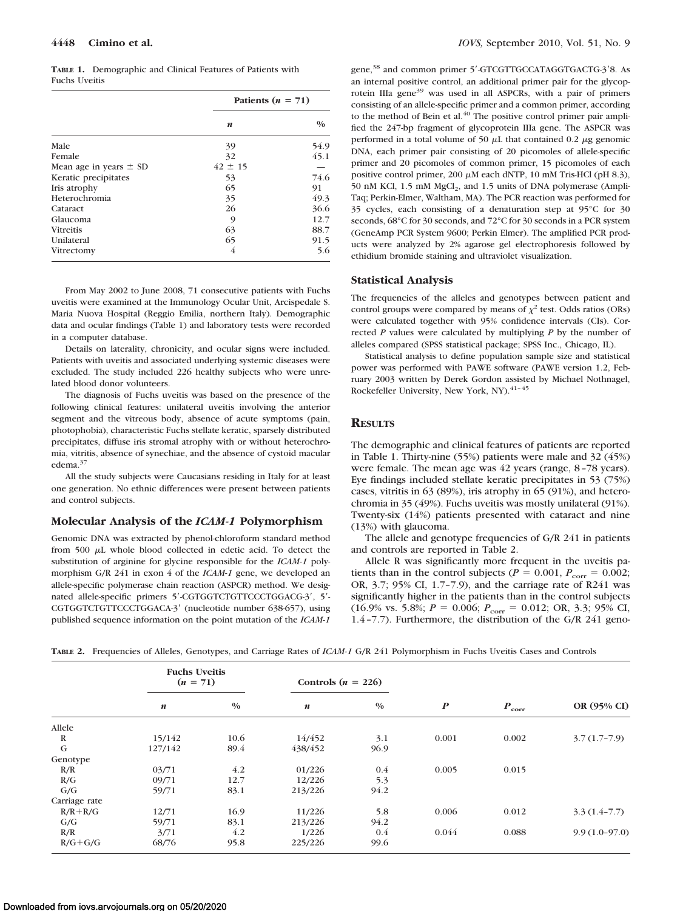**Table 1.** Demographic and Clinical Features of Patients with Fuchs Uveitis

| | Patients (n = 71) | |
|---|---|---|
| | n | % |
| Male | 39 | 54.9 |
| Female | 32 | 45.1 |
| Mean age in years ± SD | 42 ± 15 | — |
| Keratic precipitates | 53 | 74.6 |
| Iris atrophy | 65 | 91 |
| Heterochromia | 35 | 49.3 |
| Cataract | 26 | 36.6 |
| Glaucoma | 9 | 12.7 |
| Vitreitis | 63 | 88.7 |
| Unilateral | 65 | 91.5 |
| Vitrectomy | 4 | 5.6 |

From May 2002 to June 2008, 71 consecutive patients with Fuchs uveitis were examined at the Immunology Ocular Unit, Arcispedale S. Maria Nuova Hospital (Reggio Emilia, northern Italy). Demographic data and ocular findings (Table 1) and laboratory tests were recorded in a computer database.

Details on laterality, chronicity, and ocular signs were included. Patients with uveitis and associated underlying systemic diseases were excluded. The study included 226 healthy subjects who were unrelated blood donor volunteers.

The diagnosis of Fuchs uveitis was based on the presence of the following clinical features: unilateral uveitis involving the anterior segment and the vitreous body, absence of acute symptoms (pain, photophobia), characteristic Fuchs stellate keratic, sparsely distributed precipitates, diffuse iris stromal atrophy with or without heterochromia, vitritis, absence of synechiae, and the absence of cystoid macular edema.[37]

All the study subjects were Caucasians residing in Italy for at least one generation. No ethnic differences were present between patients and control subjects.

## Molecular Analysis of the *ICAM-1* Polymorphism

Genomic DNA was extracted by phenol-chloroform standard method from 500 μL whole blood collected in edetic acid. To detect the substitution of arginine for glycine responsible for the *ICAM-1* polymorphism G/R 241 in exon 4 of the *ICAM-1* gene, we developed an allele-specific polymerase chain reaction (ASPCR) method. We designated allele-specific primers 5′-CGTGGTCTGTTCCCTGGACG-3′, 5′-CGTGGTCTGTTCCCTGGACA-3′ (nucleotide number 638-657), using published sequence information on the point mutation of the *ICAM-1* gene,[38] and common primer 5′-GTCGTTGCCATAGGTGACTG-3′8. As an internal positive control, an additional primer pair for the glycoprotein IIIa gene[39] was used in all ASPCRs, with a pair of primers consisting of an allele-specific primer and a common primer, according to the method of Bein et al.[40] The positive control primer pair amplified the 247-bp fragment of glycoprotein IIIa gene. The ASPCR was performed in a total volume of 50 μL that contained 0.2 μg genomic DNA, each primer pair consisting of 20 picomoles of allele-specific primer and 20 picomoles of common primer, 15 picomoles of each positive control primer, 200 μM each dNTP, 10 mM Tris-HCl (pH 8.3), 50 nM KCl, 1.5 mM $MgCl_2$, and 1.5 units of DNA polymerase (AmpliTaq; Perkin-Elmer, Waltham, MA). The PCR reaction was performed for 35 cycles, each consisting of a denaturation step at 95°C for 30 seconds, 68°C for 30 seconds, and 72°C for 30 seconds in a PCR system (GeneAmp PCR System 9600; Perkin Elmer). The amplified PCR products were analyzed by 2% agarose gel electrophoresis followed by ethidium bromide staining and ultraviolet visualization.

## Statistical Analysis

The frequencies of the alleles and genotypes between patient and control groups were compared by means of $\chi^2$ test. Odds ratios (ORs) were calculated together with 95% confidence intervals (CIs). Corrected P values were calculated by multiplying P by the number of alleles compared (SPSS statistical package; SPSS Inc., Chicago, IL).

Statistical analysis to define population sample size and statistical power was performed with PAWE software (PAWE version 1.2, February 2003 written by Derek Gordon assisted by Michael Nothnagel, Rockefeller University, New York, NY).[41–45]

# Results

The demographic and clinical features of patients are reported in Table 1. Thirty-nine (55%) patients were male and 32 (45%) were female. The mean age was 42 years (range, 8–78 years). Eye findings included stellate keratic precipitates in 53 (75%) cases, vitritis in 63 (89%), iris atrophy in 65 (91%), and heterochromia in 35 (49%). Fuchs uveitis was mostly unilateral (91%). Twenty-six (14%) patients presented with cataract and nine (13%) with glaucoma.

The allele and genotype frequencies of G/R 241 in patients and controls are reported in Table 2.

Allele R was significantly more frequent in the uveitis patients than in the control subjects ($P = 0.001$, $P_{corr} = 0.002$; OR, 3.7; 95% CI, 1.7–7.9), and the carriage rate of R241 was significantly higher in the patients than in the control subjects (16.9% vs. 5.8%; $P = 0.006$; $P_{corr} = 0.012$; OR, 3.3; 95% CI, 1.4–7.7). Furthermore, the distribution of the G/R 241 geno-

**Table 2.** Frequencies of Alleles, Genotypes, and Carriage Rates of *ICAM-1* G/R 241 Polymorphism in Fuchs Uveitis Cases and Controls

| | Fuchs Uveitis (n = 71) | | Controls (n = 226) | | | | |
|---|---|---|---|---|---|---|---|
| | n | % | n | % | P | $P_{corr}$ | OR (95% CI) |
| Allele | | | | | | | |
| R | 15/142 | 10.6 | 14/452 | 3.1 | 0.001 | 0.002 | 3.7 (1.7–7.9) |
| G | 127/142 | 89.4 | 438/452 | 96.9 | | | |
| Genotype | | | | | | | |
| R/R | 03/71 | 4.2 | 01/226 | 0.4 | 0.005 | 0.015 | |
| R/G | 09/71 | 12.7 | 12/226 | 5.3 | | | |
| G/G | 59/71 | 83.1 | 213/226 | 94.2 | | | |
| Carriage rate | | | | | | | |
| R/R+R/G | 12/71 | 16.9 | 11/226 | 5.8 | 0.006 | 0.012 | 3.3 (1.4–7.7) |
| G/G | 59/71 | 83.1 | 213/226 | 94.2 | | | |
| R/R | 3/71 | 4.2 | 1/226 | 0.4 | 0.044 | 0.088 | 9.9 (1.0–97.0) |
| R/G+G/G | 68/76 | 95.8 | 225/226 | 99.6 | | | |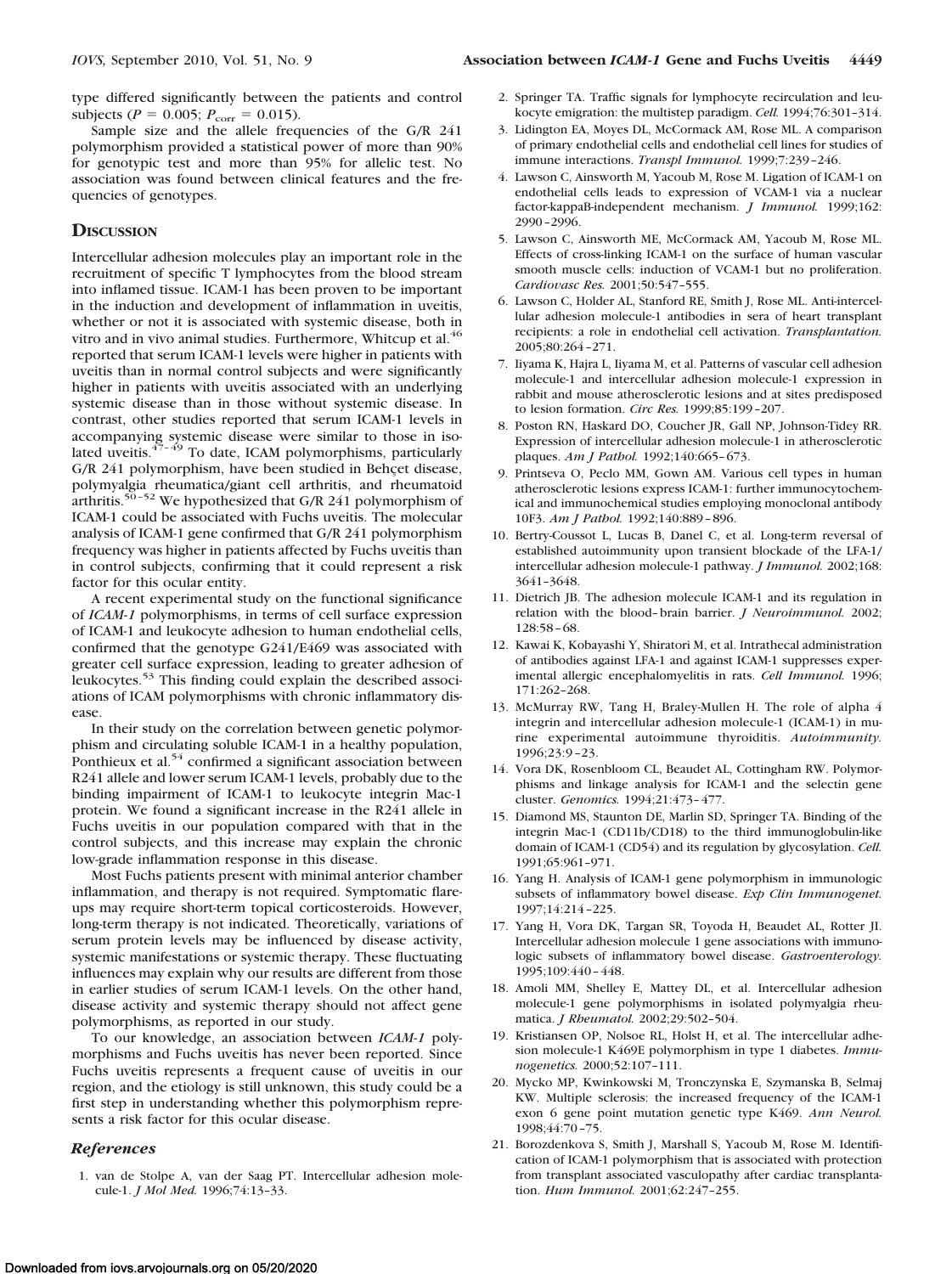type differed significantly between the patients and control subjects ($P = 0.005$; $P_{corr} = 0.015$).

Sample size and the allele frequencies of the G/R 241 polymorphism provided a statistical power of more than 90% for genotypic test and more than 95% for allelic test. No association was found between clinical features and the frequencies of genotypes.

## Discussion

Intercellular adhesion molecules play an important role in the recruitment of specific T lymphocytes from the blood stream into inflamed tissue. ICAM-1 has been proven to be important in the induction and development of inflammation in uveitis, whether or not it is associated with systemic disease, both in vitro and in vivo animal studies. Furthermore, Whitcup et al.[46] reported that serum ICAM-1 levels were higher in patients with uveitis than in normal control subjects and were significantly higher in patients with uveitis associated with an underlying systemic disease than in those without systemic disease. In contrast, other studies reported that serum ICAM-1 levels in accompanying systemic disease were similar to those in isolated uveitis.[47–49] To date, ICAM polymorphisms, particularly G/R 241 polymorphism, have been studied in Behçet disease, polymyalgia rheumatica/giant cell arthritis, and rheumatoid arthritis.[50–52] We hypothesized that G/R 241 polymorphism of ICAM-1 could be associated with Fuchs uveitis. The molecular analysis of ICAM-1 gene confirmed that G/R 241 polymorphism frequency was higher in patients affected by Fuchs uveitis than in control subjects, confirming that it could represent a risk factor for this ocular entity.

A recent experimental study on the functional significance of *ICAM-1* polymorphisms, in terms of cell surface expression of ICAM-1 and leukocyte adhesion to human endothelial cells, confirmed that the genotype G241/E469 was associated with greater cell surface expression, leading to greater adhesion of leukocytes.[53] This finding could explain the described associations of ICAM polymorphisms with chronic inflammatory disease.

In their study on the correlation between genetic polymorphism and circulating soluble ICAM-1 in a healthy population, Ponthieux et al.[54] confirmed a significant association between R241 allele and lower serum ICAM-1 levels, probably due to the binding impairment of ICAM-1 to leukocyte integrin Mac-1 protein. We found a significant increase in the R241 allele in Fuchs uveitis in our population compared with that in the control subjects, and this increase may explain the chronic low-grade inflammation response in this disease.

Most Fuchs patients present with minimal anterior chamber inflammation, and therapy is not required. Symptomatic flare-ups may require short-term topical corticosteroids. However, long-term therapy is not indicated. Theoretically, variations of serum protein levels may be influenced by disease activity, systemic manifestations or systemic therapy. These fluctuating influences may explain why our results are different from those in earlier studies of serum ICAM-1 levels. On the other hand, disease activity and systemic therapy should not affect gene polymorphisms, as reported in our study.

To our knowledge, an association between *ICAM-1* polymorphisms and Fuchs uveitis has never been reported. Since Fuchs uveitis represents a frequent cause of uveitis in our region, and the etiology is still unknown, this study could be a first step in understanding whether this polymorphism represents a risk factor for this ocular disease.

### *References*

1. van de Stolpe A, van der Saag PT. Intercellular adhesion molecule-1. *J Mol Med.* 1996;74:13–33.
2. Springer TA. Traffic signals for lymphocyte recirculation and leukocyte emigration: the multistep paradigm. *Cell.* 1994;76:301–314.
3. Lidington EA, Moyes DL, McCormack AM, Rose ML. A comparison of primary endothelial cells and endothelial cell lines for studies of immune interactions. *Transpl Immunol.* 1999;7:239–246.
4. Lawson C, Ainsworth M, Yacoub M, Rose M. Ligation of ICAM-1 on endothelial cells leads to expression of VCAM-1 via a nuclear factor-kappaB-independent mechanism. *J Immunol.* 1999;162:2990–2996.
5. Lawson C, Ainsworth ME, McCormack AM, Yacoub M, Rose ML. Effects of cross-linking ICAM-1 on the surface of human vascular smooth muscle cells: induction of VCAM-1 but no proliferation. *Cardiovasc Res.* 2001;50:547–555.
6. Lawson C, Holder AL, Stanford RE, Smith J, Rose ML. Anti-intercellular adhesion molecule-1 antibodies in sera of heart transplant recipients: a role in endothelial cell activation. *Transplantation.* 2005;80:264–271.
7. Iiyama K, Hajra L, Iiyama M, et al. Patterns of vascular cell adhesion molecule-1 and intercellular adhesion molecule-1 expression in rabbit and mouse atherosclerotic lesions and at sites predisposed to lesion formation. *Circ Res.* 1999;85:199–207.
8. Poston RN, Haskard DO, Coucher JR, Gall NP, Johnson-Tidey RR. Expression of intercellular adhesion molecule-1 in atherosclerotic plaques. *Am J Pathol.* 1992;140:665–673.
9. Printseva O, Peclo MM, Gown AM. Various cell types in human atherosclerotic lesions express ICAM-1: further immunocytochemical and immunochemical studies employing monoclonal antibody 10F3. *Am J Pathol.* 1992;140:889–896.
10. Bertry-Coussot L, Lucas B, Danel C, et al. Long-term reversal of established autoimmunity upon transient blockade of the LFA-1/intercellular adhesion molecule-1 pathway. *J Immunol.* 2002;168:3641–3648.
11. Dietrich JB. The adhesion molecule ICAM-1 and its regulation in relation with the blood–brain barrier. *J Neuroimmunol.* 2002;128:58–68.
12. Kawai K, Kobayashi Y, Shiratori M, et al. Intrathecal administration of antibodies against LFA-1 and against ICAM-1 suppresses experimental allergic encephalomyelitis in rats. *Cell Immunol.* 1996;171:262–268.
13. McMurray RW, Tang H, Braley-Mullen H. The role of alpha 4 integrin and intercellular adhesion molecule-1 (ICAM-1) in murine experimental autoimmune thyroiditis. *Autoimmunity.* 1996;23:9–23.
14. Vora DK, Rosenbloom CL, Beaudet AL, Cottingham RW. Polymorphisms and linkage analysis for ICAM-1 and the selectin gene cluster. *Genomics.* 1994;21:473–477.
15. Diamond MS, Staunton DE, Marlin SD, Springer TA. Binding of the integrin Mac-1 (CD11b/CD18) to the third immunoglobulin-like domain of ICAM-1 (CD54) and its regulation by glycosylation. *Cell.* 1991;65:961–971.
16. Yang H. Analysis of ICAM-1 gene polymorphism in immunologic subsets of inflammatory bowel disease. *Exp Clin Immunogenet.* 1997;14:214–225.
17. Yang H, Vora DK, Targan SR, Toyoda H, Beaudet AL, Rotter JI. Intercellular adhesion molecule 1 gene associations with immunologic subsets of inflammatory bowel disease. *Gastroenterology.* 1995;109:440–448.
18. Amoli MM, Shelley E, Mattey DL, et al. Intercellular adhesion molecule-1 gene polymorphisms in isolated polymyalgia rheumatica. *J Rheumatol.* 2002;29:502–504.
19. Kristiansen OP, Nolsoe RL, Holst H, et al. The intercellular adhesion molecule-1 K469E polymorphism in type 1 diabetes. *Immunogenetics.* 2000;52:107–111.
20. Mycko MP, Kwinkowski M, Tronczynska E, Szymanska B, Selmaj KW. Multiple sclerosis: the increased frequency of the ICAM-1 exon 6 gene point mutation genetic type K469. *Ann Neurol.* 1998;44:70–75.
21. Borozdenkova S, Smith J, Marshall S, Yacoub M, Rose M. Identification of ICAM-1 polymorphism that is associated with protection from transplant associated vasculopathy after cardiac transplantation. *Hum Immunol.* 2001;62:247–255.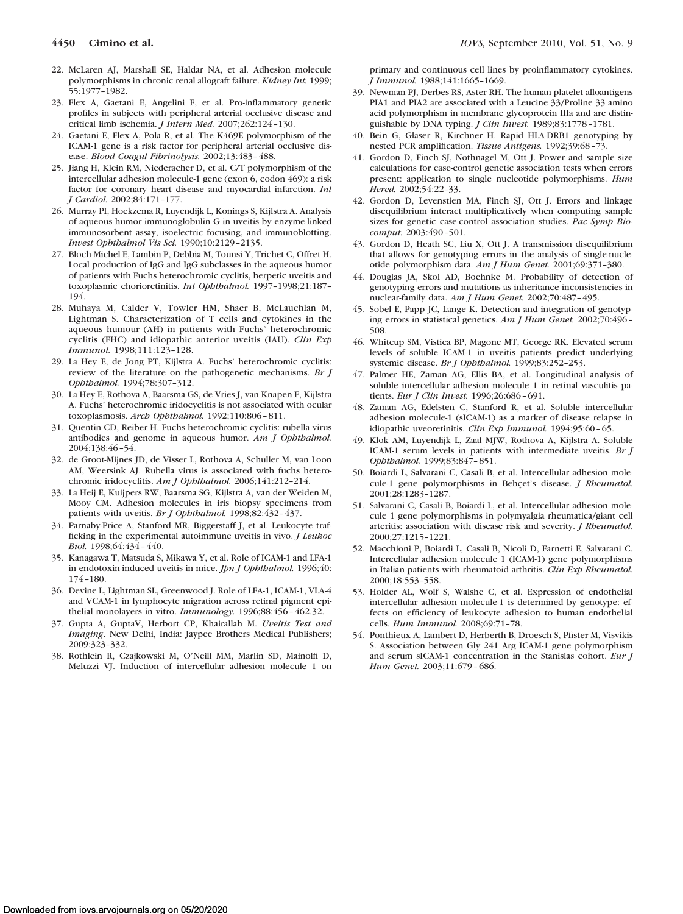22. McLaren AJ, Marshall SE, Haldar NA, et al. Adhesion molecule polymorphisms in chronic renal allograft failure. *Kidney Int.* 1999; 55:1977–1982.
23. Flex A, Gaetani E, Angelini F, et al. Pro-inflammatory genetic profiles in subjects with peripheral arterial occlusive disease and critical limb ischemia. *J Intern Med.* 2007;262:124–130.
24. Gaetani E, Flex A, Pola R, et al. The K469E polymorphism of the ICAM-1 gene is a risk factor for peripheral arterial occlusive disease. *Blood Coagul Fibrinolysis.* 2002;13:483–488.
25. Jiang H, Klein RM, Niederacher D, et al. C/T polymorphism of the intercellular adhesion molecule-1 gene (exon 6, codon 469): a risk factor for coronary heart disease and myocardial infarction. *Int J Cardiol.* 2002;84:171–177.
26. Murray PI, Hoekzema R, Luyendijk L, Konings S, Kijlstra A. Analysis of aqueous humor immunoglobulin G in uveitis by enzyme-linked immunosorbent assay, isoelectric focusing, and immunoblotting. *Invest Ophthalmol Vis Sci.* 1990;10:2129–2135.
27. Bloch-Michel E, Lambin P, Debbia M, Tounsi Y, Trichet C, Offret H. Local production of IgG and IgG subclasses in the aqueous humor of patients with Fuchs heterochromic cyclitis, herpetic uveitis and toxoplasmic chorioretinitis. *Int Ophthalmol.* 1997–1998;21:187–194.
28. Muhaya M, Calder V, Towler HM, Shaer B, McLauchlan M, Lightman S. Characterization of T cells and cytokines in the aqueous humour (AH) in patients with Fuchs' heterochromic cyclitis (FHC) and idiopathic anterior uveitis (IAU). *Clin Exp Immunol.* 1998;111:123–128.
29. La Hey E, de Jong PT, Kijlstra A. Fuchs' heterochromic cyclitis: review of the literature on the pathogenetic mechanisms. *Br J Ophthalmol.* 1994;78:307–312.
30. La Hey E, Rothova A, Baarsma GS, de Vries J, van Knapen F, Kijlstra A. Fuchs' heterochromic iridocyclitis is not associated with ocular toxoplasmosis. *Arch Ophthalmol.* 1992;110:806–811.
31. Quentin CD, Reiber H. Fuchs heterochromic cyclitis: rubella virus antibodies and genome in aqueous humor. *Am J Ophthalmol.* 2004;138:46–54.
32. de Groot-Mijnes JD, de Visser L, Rothova A, Schuller M, van Loon AM, Weersink AJ. Rubella virus is associated with fuchs heterochromic iridocyclitis. *Am J Ophthalmol.* 2006;141:212–214.
33. La Heij E, Kuijpers RW, Baarsma SG, Kijlstra A, van der Weiden M, Mooy CM. Adhesion molecules in iris biopsy specimens from patients with uveitis. *Br J Ophthalmol.* 1998;82:432–437.
34. Parnaby-Price A, Stanford MR, Biggerstaff J, et al. Leukocyte trafficking in the experimental autoimmune uveitis in vivo. *J Leukoc Biol.* 1998;64:434–440.
35. Kanagawa T, Matsuda S, Mikawa Y, et al. Role of ICAM-1 and LFA-1 in endotoxin-induced uveitis in mice. *Jpn J Ophthalmol.* 1996;40:174–180.
36. Devine L, Lightman SL, Greenwood J. Role of LFA-1, ICAM-1, VLA-4 and VCAM-1 in lymphocyte migration across retinal pigment epithelial monolayers in vitro. *Immunology.* 1996;88:456–462.32.
37. Gupta A, GuptaV, Herbort CP, Khairallah M. *Uveitis Test and Imaging*. New Delhi, India: Jaypee Brothers Medical Publishers; 2009:323–332.
38. Rothlein R, Czajkowski M, O'Neill MM, Marlin SD, Mainolfi D, Meluzzi VJ. Induction of intercellular adhesion molecule 1 on primary and continuous cell lines by proinflammatory cytokines. *J Immunol.* 1988;141:1665–1669.
39. Newman PJ, Derbes RS, Aster RH. The human platelet alloantigens PIA1 and PIA2 are associated with a Leucine 33/Proline 33 amino acid polymorphism in membrane glycoprotein IIIa and are distinguishable by DNA typing. *J Clin Invest.* 1989;83:1778–1781.
40. Bein G, Glaser R, Kirchner H. Rapid HLA-DRB1 genotyping by nested PCR amplification. *Tissue Antigens.* 1992;39:68–73.
41. Gordon D, Finch SJ, Nothnagel M, Ott J. Power and sample size calculations for case-control genetic association tests when errors present: application to single nucleotide polymorphisms. *Hum Hered.* 2002;54:22–33.
42. Gordon D, Levenstien MA, Finch SJ, Ott J. Errors and linkage disequilibrium interact multiplicatively when computing sample sizes for genetic case-control association studies. *Pac Symp Biocomput.* 2003:490–501.
43. Gordon D, Heath SC, Liu X, Ott J. A transmission disequilibrium that allows for genotyping errors in the analysis of single-nucleotide polymorphism data. *Am J Hum Genet.* 2001;69:371–380.
44. Douglas JA, Skol AD, Boehnke M. Probability of detection of genotyping errors and mutations as inheritance inconsistencies in nuclear-family data. *Am J Hum Genet.* 2002;70:487–495.
45. Sobel E, Papp JC, Lange K. Detection and integration of genotyping errors in statistical genetics. *Am J Hum Genet.* 2002;70:496–508.
46. Whitcup SM, Vistica BP, Magone MT, George RK. Elevated serum levels of soluble ICAM-1 in uveitis patients predict underlying systemic disease. *Br J Ophthalmol.* 1999;83:252–253.
47. Palmer HE, Zaman AG, Ellis BA, et al. Longitudinal analysis of soluble intercellular adhesion molecule 1 in retinal vasculitis patients. *Eur J Clin Invest.* 1996;26:686–691.
48. Zaman AG, Edelsten C, Stanford R, et al. Soluble intercellular adhesion molecule-1 (sICAM-1) as a marker of disease relapse in idiopathic uveoretinitis. *Clin Exp Immunol.* 1994;95:60–65.
49. Klok AM, Luyendijk L, Zaal MJW, Rothova A, Kijlstra A. Soluble ICAM-1 serum levels in patients with intermediate uveitis. *Br J Ophthalmol.* 1999;83:847–851.
50. Boiardi L, Salvarani C, Casali B, et al. Intercellular adhesion molecule-1 gene polymorphisms in Behçet's disease. *J Rheumatol.* 2001;28:1283–1287.
51. Salvarani C, Casali B, Boiardi L, et al. Intercellular adhesion molecule 1 gene polymorphisms in polymyalgia rheumatica/giant cell arteritis: association with disease risk and severity. *J Rheumatol.* 2000;27:1215–1221.
52. Macchioni P, Boiardi L, Casali B, Nicoli D, Farnetti E, Salvarani C. Intercellular adhesion molecule 1 (ICAM-1) gene polymorphisms in Italian patients with rheumatoid arthritis. *Clin Exp Rheumatol.* 2000;18:553–558.
53. Holder AL, Wolf S, Walshe C, et al. Expression of endothelial intercellular adhesion molecule-1 is determined by genotype: effects on efficiency of leukocyte adhesion to human endothelial cells. *Hum Immunol.* 2008;69:71–78.
54. Ponthieux A, Lambert D, Herberth B, Droesch S, Pfister M, Visvikis S. Association between Gly 241 Arg ICAM-1 gene polymorphism and serum sICAM-1 concentration in the Stanislas cohort. *Eur J Hum Genet.* 2003;11:679–686.